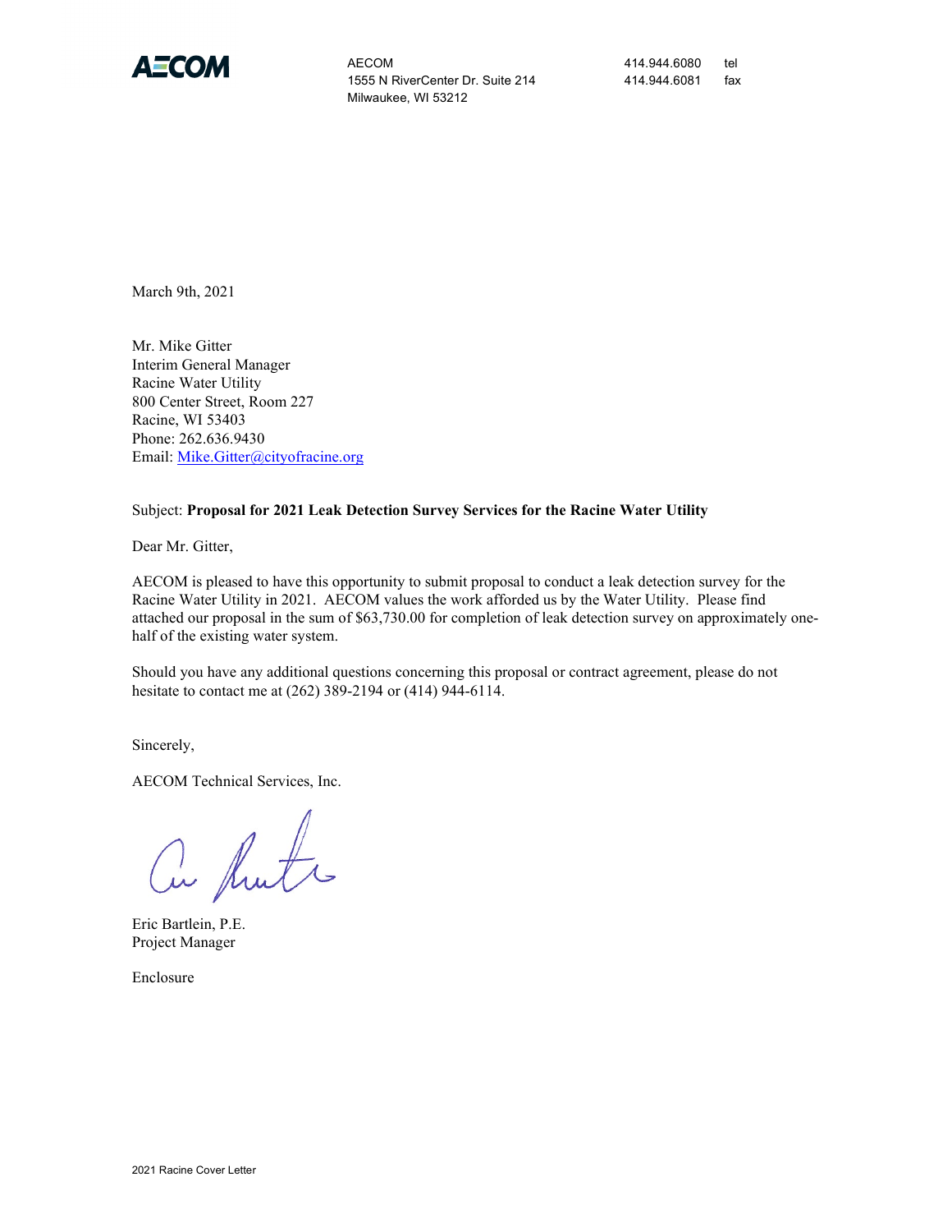AECOM

AECOM
1555 N RiverCenter Dr. Suite 214
Milwaukee, WI 53212

414.944.6080 tel
414.944.6081 fax

March 9th, 2021

Mr. Mike Gitter
Interim General Manager
Racine Water Utility
800 Center Street, Room 227
Racine, WI 53403
Phone: 262.636.9430
Email: Mike.Gitter@cityofracine.org

Subject: **Proposal for 2021 Leak Detection Survey Services for the Racine Water Utility**

Dear Mr. Gitter,

AECOM is pleased to have this opportunity to submit proposal to conduct a leak detection survey for the Racine Water Utility in 2021. AECOM values the work afforded us by the Water Utility. Please find attached our proposal in the sum of $63,730.00 for completion of leak detection survey on approximately one-half of the existing water system.

Should you have any additional questions concerning this proposal or contract agreement, please do not hesitate to contact me at (262) 389-2194 or (414) 944-6114.

Sincerely,

AECOM Technical Services, Inc.

Eric Bartlein, P.E.
Project Manager

Enclosure

2021 Racine Cover Letter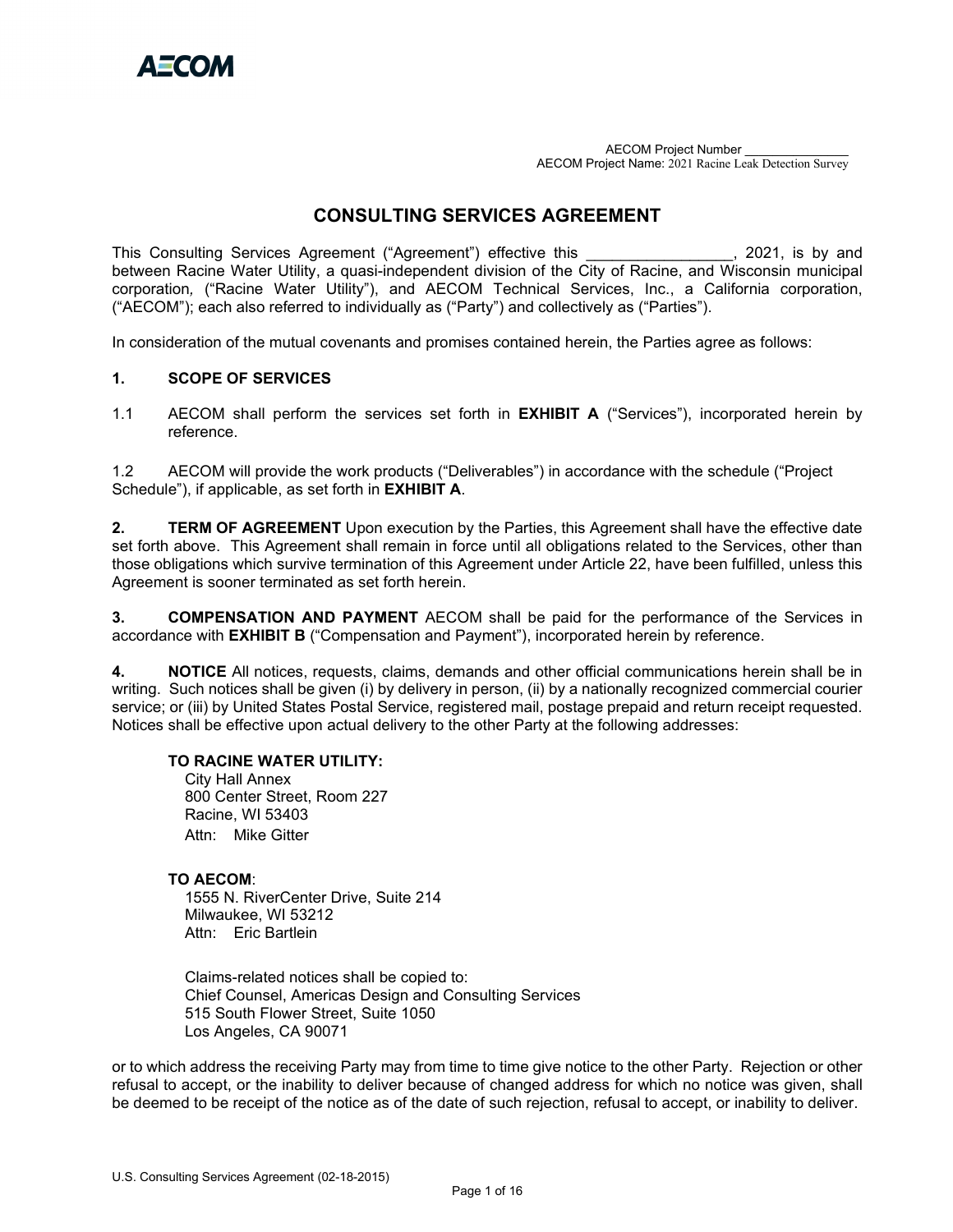AECOM Project Number _______________
AECOM Project Name: 2021 Racine Leak Detection Survey

# CONSULTING SERVICES AGREEMENT

This Consulting Services Agreement ("Agreement") effective this _________________, 2021, is by and between Racine Water Utility, a quasi-independent division of the City of Racine, and Wisconsin municipal corporation, ("Racine Water Utility"), and AECOM Technical Services, Inc., a California corporation, ("AECOM"); each also referred to individually as ("Party") and collectively as ("Parties").

In consideration of the mutual covenants and promises contained herein, the Parties agree as follows:

**1. SCOPE OF SERVICES**

1.1 AECOM shall perform the services set forth in **EXHIBIT A** ("Services"), incorporated herein by reference.

1.2 AECOM will provide the work products ("Deliverables") in accordance with the schedule ("Project Schedule"), if applicable, as set forth in **EXHIBIT A**.

**2. TERM OF AGREEMENT** Upon execution by the Parties, this Agreement shall have the effective date set forth above. This Agreement shall remain in force until all obligations related to the Services, other than those obligations which survive termination of this Agreement under Article 22, have been fulfilled, unless this Agreement is sooner terminated as set forth herein.

**3. COMPENSATION AND PAYMENT** AECOM shall be paid for the performance of the Services in accordance with **EXHIBIT B** ("Compensation and Payment"), incorporated herein by reference.

**4. NOTICE** All notices, requests, claims, demands and other official communications herein shall be in writing. Such notices shall be given (i) by delivery in person, (ii) by a nationally recognized commercial courier service; or (iii) by United States Postal Service, registered mail, postage prepaid and return receipt requested. Notices shall be effective upon actual delivery to the other Party at the following addresses:

**TO RACINE WATER UTILITY:**
City Hall Annex
800 Center Street, Room 227
Racine, WI 53403
Attn: Mike Gitter

**TO AECOM**:
1555 N. RiverCenter Drive, Suite 214
Milwaukee, WI 53212
Attn: Eric Bartlein

Claims-related notices shall be copied to:
Chief Counsel, Americas Design and Consulting Services
515 South Flower Street, Suite 1050
Los Angeles, CA 90071

or to which address the receiving Party may from time to time give notice to the other Party. Rejection or other refusal to accept, or the inability to deliver because of changed address for which no notice was given, shall be deemed to be receipt of the notice as of the date of such rejection, refusal to accept, or inability to deliver.

U.S. Consulting Services Agreement (02-18-2015)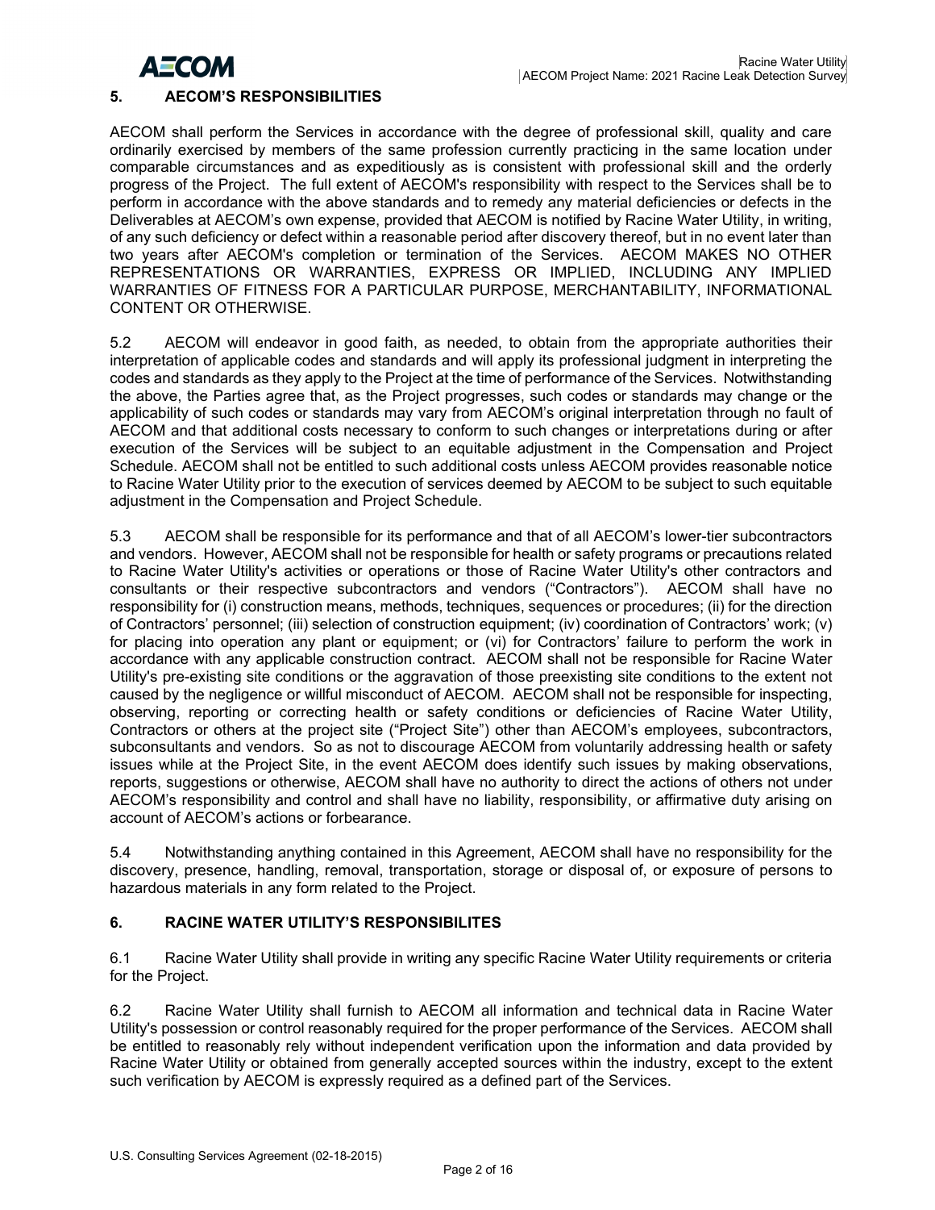## 5. AECOM'S RESPONSIBILITIES

AECOM shall perform the Services in accordance with the degree of professional skill, quality and care ordinarily exercised by members of the same profession currently practicing in the same location under comparable circumstances and as expeditiously as is consistent with professional skill and the orderly progress of the Project. The full extent of AECOM's responsibility with respect to the Services shall be to perform in accordance with the above standards and to remedy any material deficiencies or defects in the Deliverables at AECOM's own expense, provided that AECOM is notified by Racine Water Utility, in writing, of any such deficiency or defect within a reasonable period after discovery thereof, but in no event later than two years after AECOM's completion or termination of the Services. AECOM MAKES NO OTHER REPRESENTATIONS OR WARRANTIES, EXPRESS OR IMPLIED, INCLUDING ANY IMPLIED WARRANTIES OF FITNESS FOR A PARTICULAR PURPOSE, MERCHANTABILITY, INFORMATIONAL CONTENT OR OTHERWISE.

5.2 AECOM will endeavor in good faith, as needed, to obtain from the appropriate authorities their interpretation of applicable codes and standards and will apply its professional judgment in interpreting the codes and standards as they apply to the Project at the time of performance of the Services. Notwithstanding the above, the Parties agree that, as the Project progresses, such codes or standards may change or the applicability of such codes or standards may vary from AECOM's original interpretation through no fault of AECOM and that additional costs necessary to conform to such changes or interpretations during or after execution of the Services will be subject to an equitable adjustment in the Compensation and Project Schedule. AECOM shall not be entitled to such additional costs unless AECOM provides reasonable notice to Racine Water Utility prior to the execution of services deemed by AECOM to be subject to such equitable adjustment in the Compensation and Project Schedule.

5.3 AECOM shall be responsible for its performance and that of all AECOM's lower-tier subcontractors and vendors. However, AECOM shall not be responsible for health or safety programs or precautions related to Racine Water Utility's activities or operations or those of Racine Water Utility's other contractors and consultants or their respective subcontractors and vendors ("Contractors"). AECOM shall have no responsibility for (i) construction means, methods, techniques, sequences or procedures; (ii) for the direction of Contractors' personnel; (iii) selection of construction equipment; (iv) coordination of Contractors' work; (v) for placing into operation any plant or equipment; or (vi) for Contractors' failure to perform the work in accordance with any applicable construction contract. AECOM shall not be responsible for Racine Water Utility's pre-existing site conditions or the aggravation of those preexisting site conditions to the extent not caused by the negligence or willful misconduct of AECOM. AECOM shall not be responsible for inspecting, observing, reporting or correcting health or safety conditions or deficiencies of Racine Water Utility, Contractors or others at the project site ("Project Site") other than AECOM's employees, subcontractors, subconsultants and vendors. So as not to discourage AECOM from voluntarily addressing health or safety issues while at the Project Site, in the event AECOM does identify such issues by making observations, reports, suggestions or otherwise, AECOM shall have no authority to direct the actions of others not under AECOM's responsibility and control and shall have no liability, responsibility, or affirmative duty arising on account of AECOM's actions or forbearance.

5.4 Notwithstanding anything contained in this Agreement, AECOM shall have no responsibility for the discovery, presence, handling, removal, transportation, storage or disposal of, or exposure of persons to hazardous materials in any form related to the Project.

## 6. RACINE WATER UTILITY'S RESPONSIBILITES

6.1 Racine Water Utility shall provide in writing any specific Racine Water Utility requirements or criteria for the Project.

6.2 Racine Water Utility shall furnish to AECOM all information and technical data in Racine Water Utility's possession or control reasonably required for the proper performance of the Services. AECOM shall be entitled to reasonably rely without independent verification upon the information and data provided by Racine Water Utility or obtained from generally accepted sources within the industry, except to the extent such verification by AECOM is expressly required as a defined part of the Services.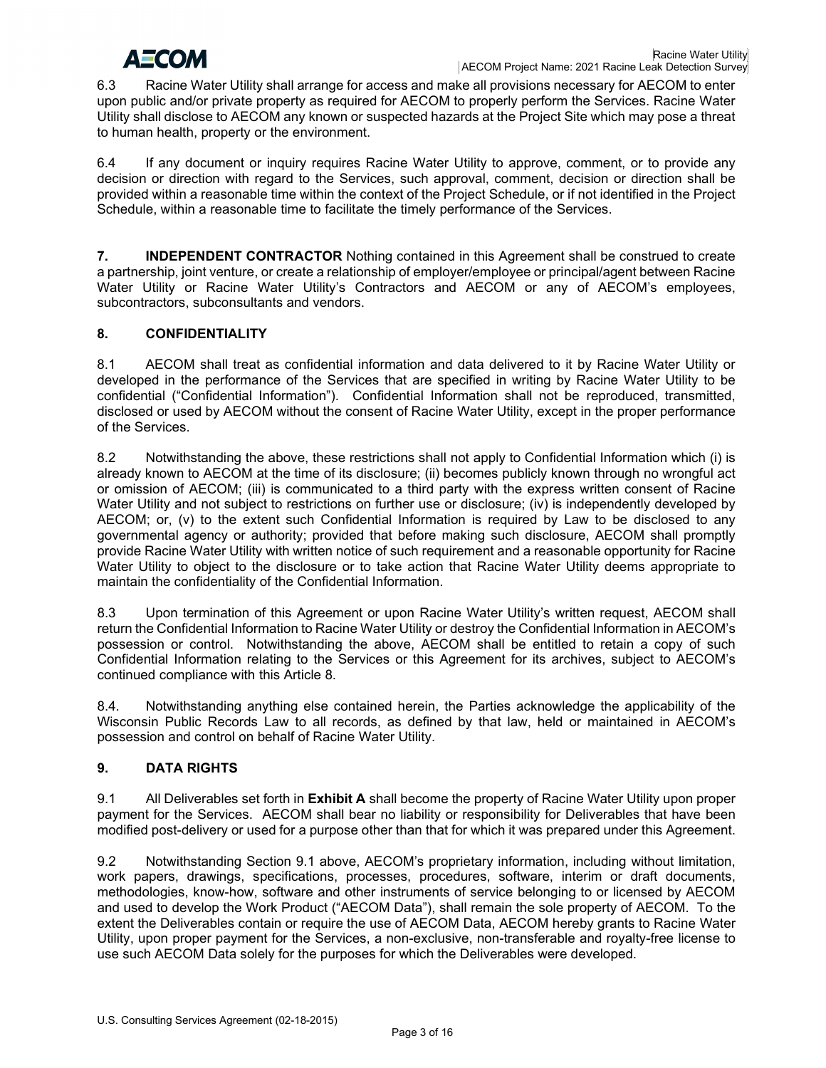6.3 Racine Water Utility shall arrange for access and make all provisions necessary for AECOM to enter upon public and/or private property as required for AECOM to properly perform the Services. Racine Water Utility shall disclose to AECOM any known or suspected hazards at the Project Site which may pose a threat to human health, property or the environment.

6.4 If any document or inquiry requires Racine Water Utility to approve, comment, or to provide any decision or direction with regard to the Services, such approval, comment, decision or direction shall be provided within a reasonable time within the context of the Project Schedule, or if not identified in the Project Schedule, within a reasonable time to facilitate the timely performance of the Services.

**7. INDEPENDENT CONTRACTOR** Nothing contained in this Agreement shall be construed to create a partnership, joint venture, or create a relationship of employer/employee or principal/agent between Racine Water Utility or Racine Water Utility's Contractors and AECOM or any of AECOM's employees, subcontractors, subconsultants and vendors.

## 8. CONFIDENTIALITY

8.1 AECOM shall treat as confidential information and data delivered to it by Racine Water Utility or developed in the performance of the Services that are specified in writing by Racine Water Utility to be confidential ("Confidential Information"). Confidential Information shall not be reproduced, transmitted, disclosed or used by AECOM without the consent of Racine Water Utility, except in the proper performance of the Services.

8.2 Notwithstanding the above, these restrictions shall not apply to Confidential Information which (i) is already known to AECOM at the time of its disclosure; (ii) becomes publicly known through no wrongful act or omission of AECOM; (iii) is communicated to a third party with the express written consent of Racine Water Utility and not subject to restrictions on further use or disclosure; (iv) is independently developed by AECOM; or, (v) to the extent such Confidential Information is required by Law to be disclosed to any governmental agency or authority; provided that before making such disclosure, AECOM shall promptly provide Racine Water Utility with written notice of such requirement and a reasonable opportunity for Racine Water Utility to object to the disclosure or to take action that Racine Water Utility deems appropriate to maintain the confidentiality of the Confidential Information.

8.3 Upon termination of this Agreement or upon Racine Water Utility's written request, AECOM shall return the Confidential Information to Racine Water Utility or destroy the Confidential Information in AECOM's possession or control. Notwithstanding the above, AECOM shall be entitled to retain a copy of such Confidential Information relating to the Services or this Agreement for its archives, subject to AECOM's continued compliance with this Article 8.

8.4. Notwithstanding anything else contained herein, the Parties acknowledge the applicability of the Wisconsin Public Records Law to all records, as defined by that law, held or maintained in AECOM's possession and control on behalf of Racine Water Utility.

## 9. DATA RIGHTS

9.1 All Deliverables set forth in **Exhibit A** shall become the property of Racine Water Utility upon proper payment for the Services. AECOM shall bear no liability or responsibility for Deliverables that have been modified post-delivery or used for a purpose other than that for which it was prepared under this Agreement.

9.2 Notwithstanding Section 9.1 above, AECOM's proprietary information, including without limitation, work papers, drawings, specifications, processes, procedures, software, interim or draft documents, methodologies, know-how, software and other instruments of service belonging to or licensed by AECOM and used to develop the Work Product ("AECOM Data"), shall remain the sole property of AECOM. To the extent the Deliverables contain or require the use of AECOM Data, AECOM hereby grants to Racine Water Utility, upon proper payment for the Services, a non-exclusive, non-transferable and royalty-free license to use such AECOM Data solely for the purposes for which the Deliverables were developed.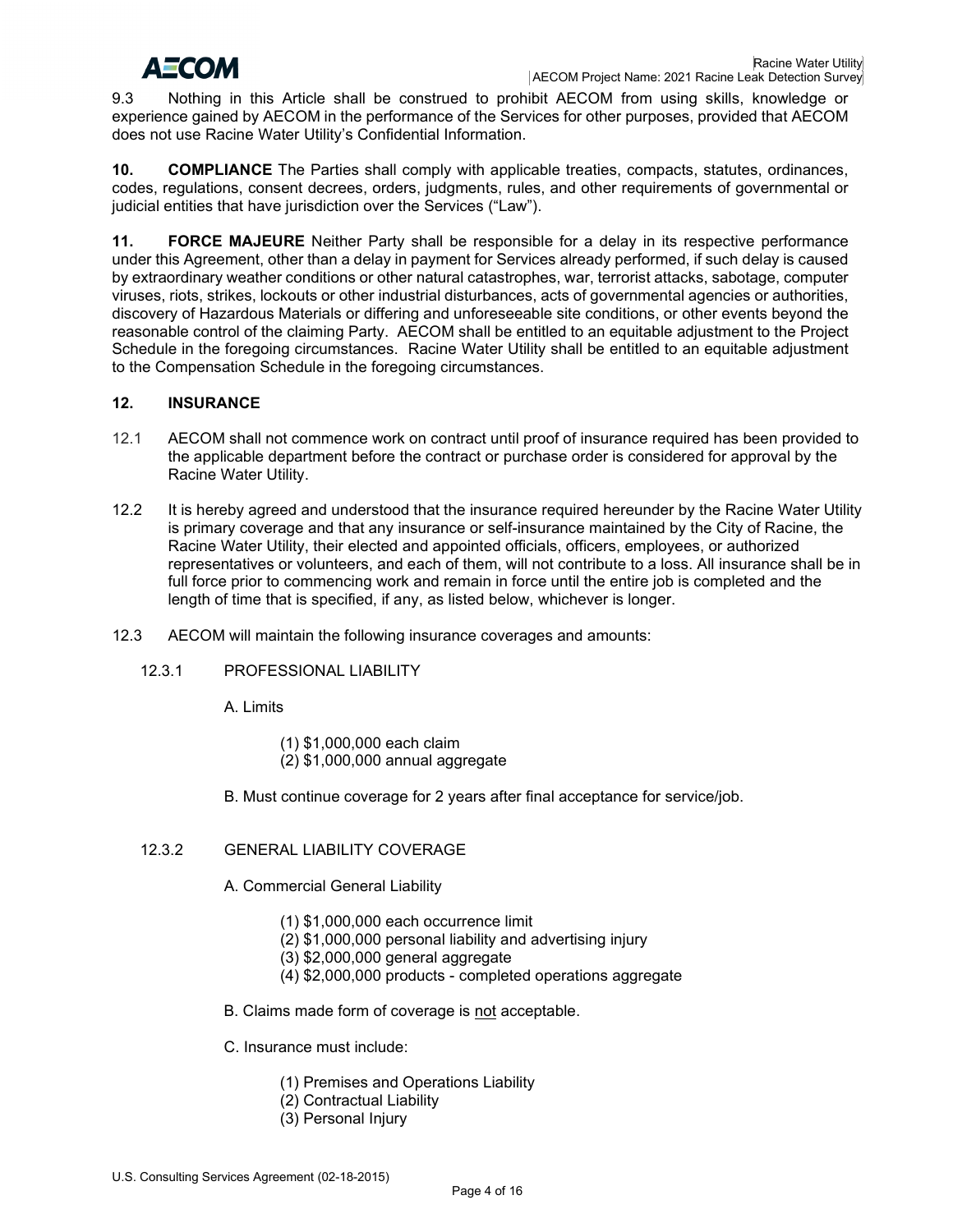9.3 Nothing in this Article shall be construed to prohibit AECOM from using skills, knowledge or experience gained by AECOM in the performance of the Services for other purposes, provided that AECOM does not use Racine Water Utility's Confidential Information.

**10. COMPLIANCE** The Parties shall comply with applicable treaties, compacts, statutes, ordinances, codes, regulations, consent decrees, orders, judgments, rules, and other requirements of governmental or judicial entities that have jurisdiction over the Services ("Law").

**11. FORCE MAJEURE** Neither Party shall be responsible for a delay in its respective performance under this Agreement, other than a delay in payment for Services already performed, if such delay is caused by extraordinary weather conditions or other natural catastrophes, war, terrorist attacks, sabotage, computer viruses, riots, strikes, lockouts or other industrial disturbances, acts of governmental agencies or authorities, discovery of Hazardous Materials or differing and unforeseeable site conditions, or other events beyond the reasonable control of the claiming Party. AECOM shall be entitled to an equitable adjustment to the Project Schedule in the foregoing circumstances. Racine Water Utility shall be entitled to an equitable adjustment to the Compensation Schedule in the foregoing circumstances.

## 12. INSURANCE

12.1 AECOM shall not commence work on contract until proof of insurance required has been provided to the applicable department before the contract or purchase order is considered for approval by the Racine Water Utility.

12.2 It is hereby agreed and understood that the insurance required hereunder by the Racine Water Utility is primary coverage and that any insurance or self-insurance maintained by the City of Racine, the Racine Water Utility, their elected and appointed officials, officers, employees, or authorized representatives or volunteers, and each of them, will not contribute to a loss. All insurance shall be in full force prior to commencing work and remain in force until the entire job is completed and the length of time that is specified, if any, as listed below, whichever is longer.

12.3 AECOM will maintain the following insurance coverages and amounts:

12.3.1 PROFESSIONAL LIABILITY

A. Limits

(1) $1,000,000 each claim
(2) $1,000,000 annual aggregate

B. Must continue coverage for 2 years after final acceptance for service/job.

12.3.2 GENERAL LIABILITY COVERAGE

A. Commercial General Liability

(1) $1,000,000 each occurrence limit
(2) $1,000,000 personal liability and advertising injury
(3) $2,000,000 general aggregate
(4) $2,000,000 products - completed operations aggregate

B. Claims made form of coverage is <u>not</u> acceptable.

C. Insurance must include:

(1) Premises and Operations Liability
(2) Contractual Liability
(3) Personal Injury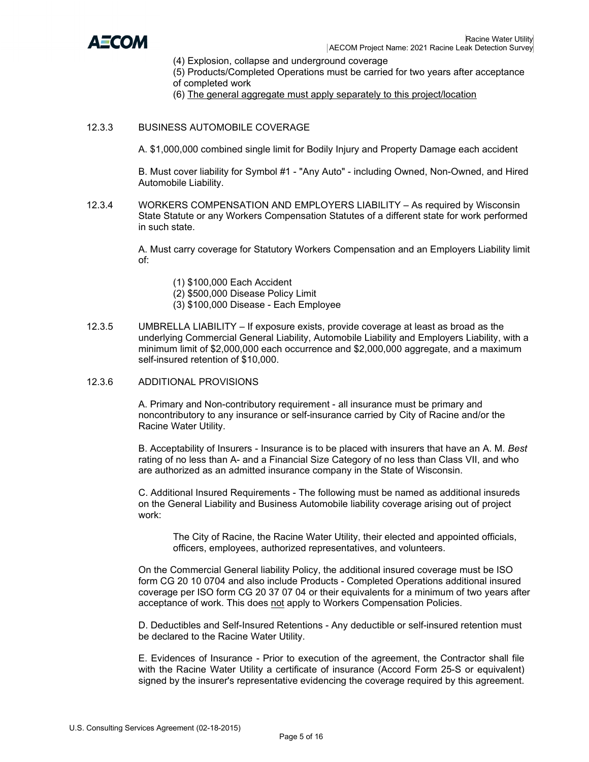(4) Explosion, collapse and underground coverage

(5) Products/Completed Operations must be carried for two years after acceptance of completed work

(6) <u>The general aggregate must apply separately to this project/location</u>

12.3.3 BUSINESS AUTOMOBILE COVERAGE

A. $1,000,000 combined single limit for Bodily Injury and Property Damage each accident

B. Must cover liability for Symbol #1 - "Any Auto" - including Owned, Non-Owned, and Hired Automobile Liability.

12.3.4 WORKERS COMPENSATION AND EMPLOYERS LIABILITY – As required by Wisconsin State Statute or any Workers Compensation Statutes of a different state for work performed in such state.

A. Must carry coverage for Statutory Workers Compensation and an Employers Liability limit of:

(1) $100,000 Each Accident

(2) $500,000 Disease Policy Limit

(3) $100,000 Disease - Each Employee

12.3.5 UMBRELLA LIABILITY – If exposure exists, provide coverage at least as broad as the underlying Commercial General Liability, Automobile Liability and Employers Liability, with a minimum limit of $2,000,000 each occurrence and $2,000,000 aggregate, and a maximum self-insured retention of $10,000.

12.3.6 ADDITIONAL PROVISIONS

A. Primary and Non-contributory requirement - all insurance must be primary and noncontributory to any insurance or self-insurance carried by City of Racine and/or the Racine Water Utility.

B. Acceptability of Insurers - Insurance is to be placed with insurers that have an A. M. *Best* rating of no less than A- and a Financial Size Category of no less than Class VII, and who are authorized as an admitted insurance company in the State of Wisconsin.

C. Additional Insured Requirements - The following must be named as additional insureds on the General Liability and Business Automobile liability coverage arising out of project work:

The City of Racine, the Racine Water Utility, their elected and appointed officials, officers, employees, authorized representatives, and volunteers.

On the Commercial General liability Policy, the additional insured coverage must be ISO form CG 20 10 0704 and also include Products - Completed Operations additional insured coverage per ISO form CG 20 37 07 04 or their equivalents for a minimum of two years after acceptance of work. This does <u>not</u> apply to Workers Compensation Policies.

D. Deductibles and Self-Insured Retentions - Any deductible or self-insured retention must be declared to the Racine Water Utility.

E. Evidences of Insurance - Prior to execution of the agreement, the Contractor shall file with the Racine Water Utility a certificate of insurance (Accord Form 25-S or equivalent) signed by the insurer's representative evidencing the coverage required by this agreement.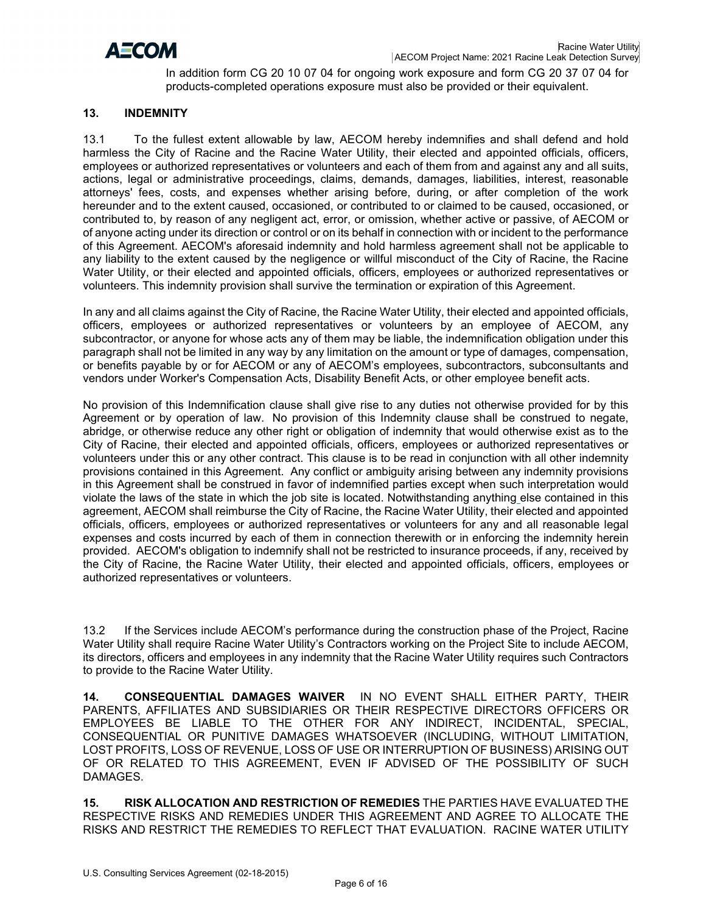In addition form CG 20 10 07 04 for ongoing work exposure and form CG 20 37 07 04 for products-completed operations exposure must also be provided or their equivalent.

**13. INDEMNITY**

13.1 To the fullest extent allowable by law, AECOM hereby indemnifies and shall defend and hold harmless the City of Racine and the Racine Water Utility, their elected and appointed officials, officers, employees or authorized representatives or volunteers and each of them from and against any and all suits, actions, legal or administrative proceedings, claims, demands, damages, liabilities, interest, reasonable attorneys' fees, costs, and expenses whether arising before, during, or after completion of the work hereunder and to the extent caused, occasioned, or contributed to or claimed to be caused, occasioned, or contributed to, by reason of any negligent act, error, or omission, whether active or passive, of AECOM or of anyone acting under its direction or control or on its behalf in connection with or incident to the performance of this Agreement. AECOM's aforesaid indemnity and hold harmless agreement shall not be applicable to any liability to the extent caused by the negligence or willful misconduct of the City of Racine, the Racine Water Utility, or their elected and appointed officials, officers, employees or authorized representatives or volunteers. This indemnity provision shall survive the termination or expiration of this Agreement.

In any and all claims against the City of Racine, the Racine Water Utility, their elected and appointed officials, officers, employees or authorized representatives or volunteers by an employee of AECOM, any subcontractor, or anyone for whose acts any of them may be liable, the indemnification obligation under this paragraph shall not be limited in any way by any limitation on the amount or type of damages, compensation, or benefits payable by or for AECOM or any of AECOM's employees, subcontractors, subconsultants and vendors under Worker's Compensation Acts, Disability Benefit Acts, or other employee benefit acts.

No provision of this Indemnification clause shall give rise to any duties not otherwise provided for by this Agreement or by operation of law. No provision of this Indemnity clause shall be construed to negate, abridge, or otherwise reduce any other right or obligation of indemnity that would otherwise exist as to the City of Racine, their elected and appointed officials, officers, employees or authorized representatives or volunteers under this or any other contract. This clause is to be read in conjunction with all other indemnity provisions contained in this Agreement. Any conflict or ambiguity arising between any indemnity provisions in this Agreement shall be construed in favor of indemnified parties except when such interpretation would violate the laws of the state in which the job site is located. Notwithstanding anything else contained in this agreement, AECOM shall reimburse the City of Racine, the Racine Water Utility, their elected and appointed officials, officers, employees or authorized representatives or volunteers for any and all reasonable legal expenses and costs incurred by each of them in connection therewith or in enforcing the indemnity herein provided. AECOM's obligation to indemnify shall not be restricted to insurance proceeds, if any, received by the City of Racine, the Racine Water Utility, their elected and appointed officials, officers, employees or authorized representatives or volunteers.

13.2 If the Services include AECOM's performance during the construction phase of the Project, Racine Water Utility shall require Racine Water Utility's Contractors working on the Project Site to include AECOM, its directors, officers and employees in any indemnity that the Racine Water Utility requires such Contractors to provide to the Racine Water Utility.

**14. CONSEQUENTIAL DAMAGES WAIVER** IN NO EVENT SHALL EITHER PARTY, THEIR PARENTS, AFFILIATES AND SUBSIDIARIES OR THEIR RESPECTIVE DIRECTORS OFFICERS OR EMPLOYEES BE LIABLE TO THE OTHER FOR ANY INDIRECT, INCIDENTAL, SPECIAL, CONSEQUENTIAL OR PUNITIVE DAMAGES WHATSOEVER (INCLUDING, WITHOUT LIMITATION, LOST PROFITS, LOSS OF REVENUE, LOSS OF USE OR INTERRUPTION OF BUSINESS) ARISING OUT OF OR RELATED TO THIS AGREEMENT, EVEN IF ADVISED OF THE POSSIBILITY OF SUCH DAMAGES.

**15. RISK ALLOCATION AND RESTRICTION OF REMEDIES** THE PARTIES HAVE EVALUATED THE RESPECTIVE RISKS AND REMEDIES UNDER THIS AGREEMENT AND AGREE TO ALLOCATE THE RISKS AND RESTRICT THE REMEDIES TO REFLECT THAT EVALUATION. RACINE WATER UTILITY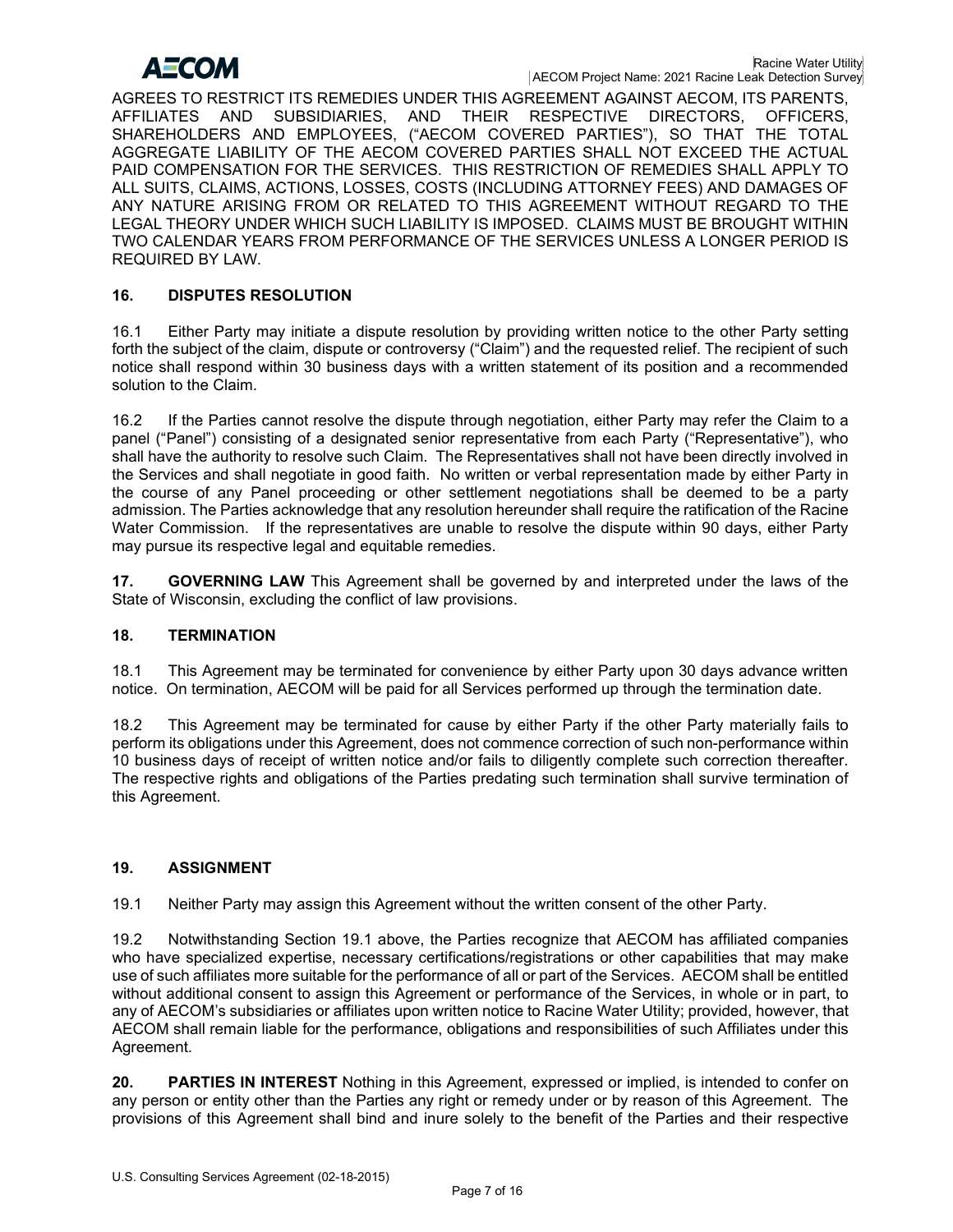AGREES TO RESTRICT ITS REMEDIES UNDER THIS AGREEMENT AGAINST AECOM, ITS PARENTS, AFFILIATES AND SUBSIDIARIES, AND THEIR RESPECTIVE DIRECTORS, OFFICERS, SHAREHOLDERS AND EMPLOYEES, ("AECOM COVERED PARTIES"), SO THAT THE TOTAL AGGREGATE LIABILITY OF THE AECOM COVERED PARTIES SHALL NOT EXCEED THE ACTUAL PAID COMPENSATION FOR THE SERVICES. THIS RESTRICTION OF REMEDIES SHALL APPLY TO ALL SUITS, CLAIMS, ACTIONS, LOSSES, COSTS (INCLUDING ATTORNEY FEES) AND DAMAGES OF ANY NATURE ARISING FROM OR RELATED TO THIS AGREEMENT WITHOUT REGARD TO THE LEGAL THEORY UNDER WHICH SUCH LIABILITY IS IMPOSED. CLAIMS MUST BE BROUGHT WITHIN TWO CALENDAR YEARS FROM PERFORMANCE OF THE SERVICES UNLESS A LONGER PERIOD IS REQUIRED BY LAW.

## 16. DISPUTES RESOLUTION

16.1 Either Party may initiate a dispute resolution by providing written notice to the other Party setting forth the subject of the claim, dispute or controversy ("Claim") and the requested relief. The recipient of such notice shall respond within 30 business days with a written statement of its position and a recommended solution to the Claim.

16.2 If the Parties cannot resolve the dispute through negotiation, either Party may refer the Claim to a panel ("Panel") consisting of a designated senior representative from each Party ("Representative"), who shall have the authority to resolve such Claim. The Representatives shall not have been directly involved in the Services and shall negotiate in good faith. No written or verbal representation made by either Party in the course of any Panel proceeding or other settlement negotiations shall be deemed to be a party admission. The Parties acknowledge that any resolution hereunder shall require the ratification of the Racine Water Commission. If the representatives are unable to resolve the dispute within 90 days, either Party may pursue its respective legal and equitable remedies.

**17. GOVERNING LAW** This Agreement shall be governed by and interpreted under the laws of the State of Wisconsin, excluding the conflict of law provisions.

## 18. TERMINATION

18.1 This Agreement may be terminated for convenience by either Party upon 30 days advance written notice. On termination, AECOM will be paid for all Services performed up through the termination date.

18.2 This Agreement may be terminated for cause by either Party if the other Party materially fails to perform its obligations under this Agreement, does not commence correction of such non-performance within 10 business days of receipt of written notice and/or fails to diligently complete such correction thereafter. The respective rights and obligations of the Parties predating such termination shall survive termination of this Agreement.

## 19. ASSIGNMENT

19.1 Neither Party may assign this Agreement without the written consent of the other Party.

19.2 Notwithstanding Section 19.1 above, the Parties recognize that AECOM has affiliated companies who have specialized expertise, necessary certifications/registrations or other capabilities that may make use of such affiliates more suitable for the performance of all or part of the Services. AECOM shall be entitled without additional consent to assign this Agreement or performance of the Services, in whole or in part, to any of AECOM's subsidiaries or affiliates upon written notice to Racine Water Utility; provided, however, that AECOM shall remain liable for the performance, obligations and responsibilities of such Affiliates under this Agreement.

**20. PARTIES IN INTEREST** Nothing in this Agreement, expressed or implied, is intended to confer on any person or entity other than the Parties any right or remedy under or by reason of this Agreement. The provisions of this Agreement shall bind and inure solely to the benefit of the Parties and their respective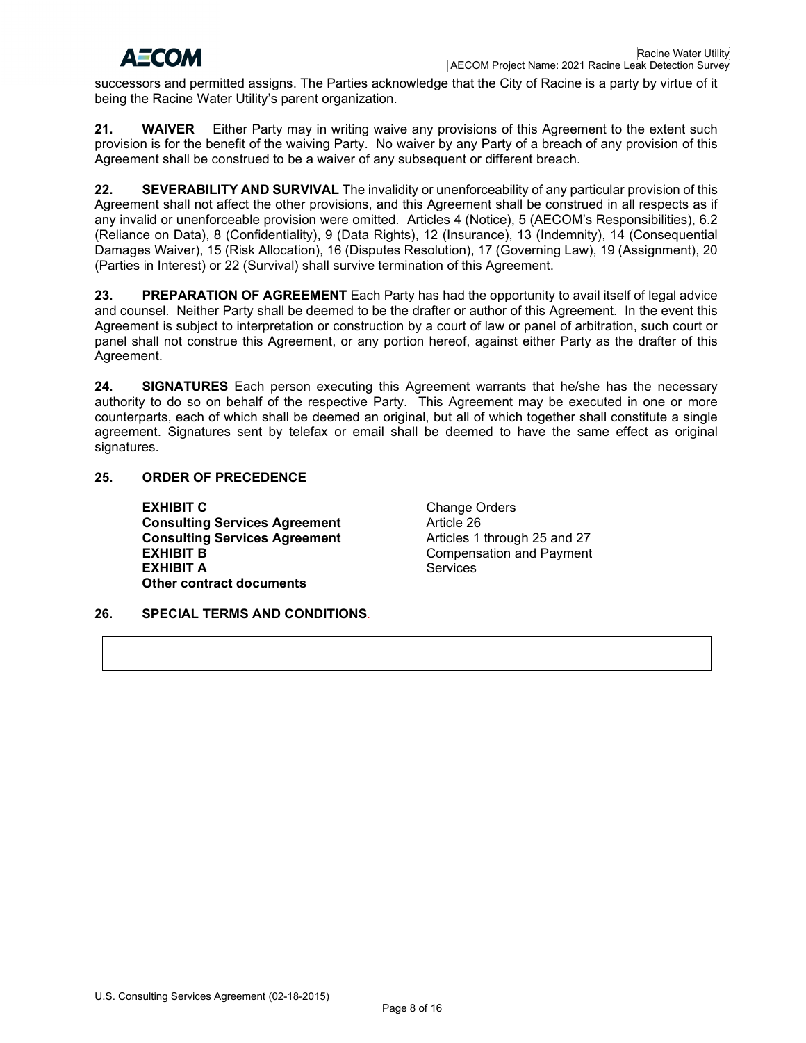successors and permitted assigns. The Parties acknowledge that the City of Racine is a party by virtue of it being the Racine Water Utility's parent organization.

**21. WAIVER** Either Party may in writing waive any provisions of this Agreement to the extent such provision is for the benefit of the waiving Party. No waiver by any Party of a breach of any provision of this Agreement shall be construed to be a waiver of any subsequent or different breach.

**22. SEVERABILITY AND SURVIVAL** The invalidity or unenforceability of any particular provision of this Agreement shall not affect the other provisions, and this Agreement shall be construed in all respects as if any invalid or unenforceable provision were omitted. Articles 4 (Notice), 5 (AECOM's Responsibilities), 6.2 (Reliance on Data), 8 (Confidentiality), 9 (Data Rights), 12 (Insurance), 13 (Indemnity), 14 (Consequential Damages Waiver), 15 (Risk Allocation), 16 (Disputes Resolution), 17 (Governing Law), 19 (Assignment), 20 (Parties in Interest) or 22 (Survival) shall survive termination of this Agreement.

**23. PREPARATION OF AGREEMENT** Each Party has had the opportunity to avail itself of legal advice and counsel. Neither Party shall be deemed to be the drafter or author of this Agreement. In the event this Agreement is subject to interpretation or construction by a court of law or panel of arbitration, such court or panel shall not construe this Agreement, or any portion hereof, against either Party as the drafter of this Agreement.

**24. SIGNATURES** Each person executing this Agreement warrants that he/she has the necessary authority to do so on behalf of the respective Party. This Agreement may be executed in one or more counterparts, each of which shall be deemed an original, but all of which together shall constitute a single agreement. Signatures sent by telefax or email shall be deemed to have the same effect as original signatures.

**25. ORDER OF PRECEDENCE**

| | |
|---|---|
| **EXHIBIT C** | Change Orders |
| **Consulting Services Agreement** | Article 26 |
| **Consulting Services Agreement** | Articles 1 through 25 and 27 |
| **EXHIBIT B** | Compensation and Payment |
| **EXHIBIT A** | Services |
| **Other contract documents** | |

**26. SPECIAL TERMS AND CONDITIONS.**

| |
|---|
| |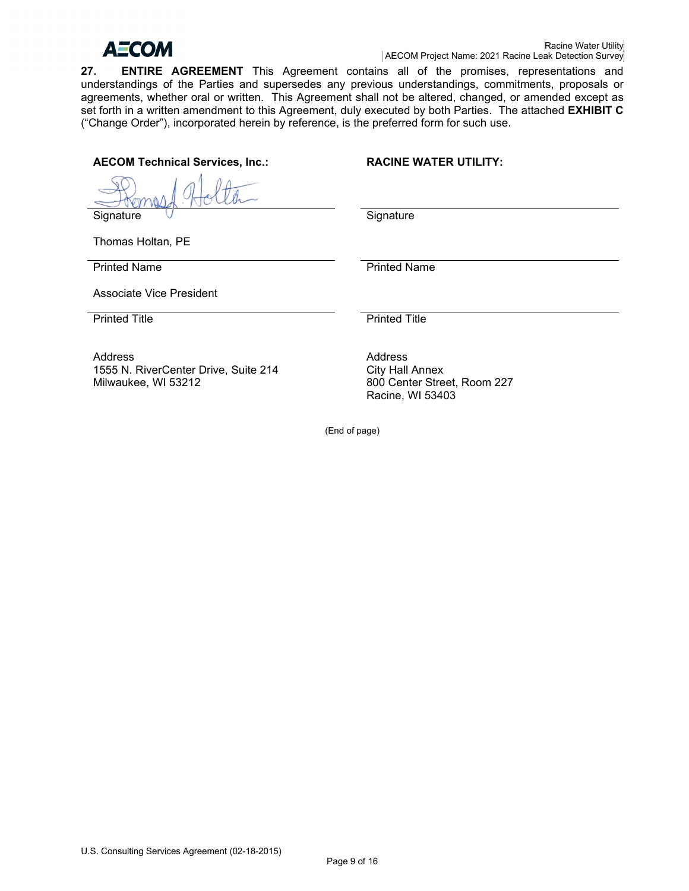**27. ENTIRE AGREEMENT** This Agreement contains all of the promises, representations and understandings of the Parties and supersedes any previous understandings, commitments, proposals or agreements, whether oral or written. This Agreement shall not be altered, changed, or amended except as set forth in a written amendment to this Agreement, duly executed by both Parties. The attached **EXHIBIT C** ("Change Order"), incorporated herein by reference, is the preferred form for such use.

| **AECOM Technical Services, Inc.:** | **RACINE WATER UTILITY:** |
|---|---|
| [signature] | |
| Signature | Signature |
| Thomas Holtan, PE | |
| Printed Name | Printed Name |
| Associate Vice President | |
| Printed Title | Printed Title |
| Address<br>1555 N. RiverCenter Drive, Suite 214<br>Milwaukee, WI 53212 | Address<br>City Hall Annex<br>800 Center Street, Room 227<br>Racine, WI 53403 |

(End of page)

U.S. Consulting Services Agreement (02-18-2015)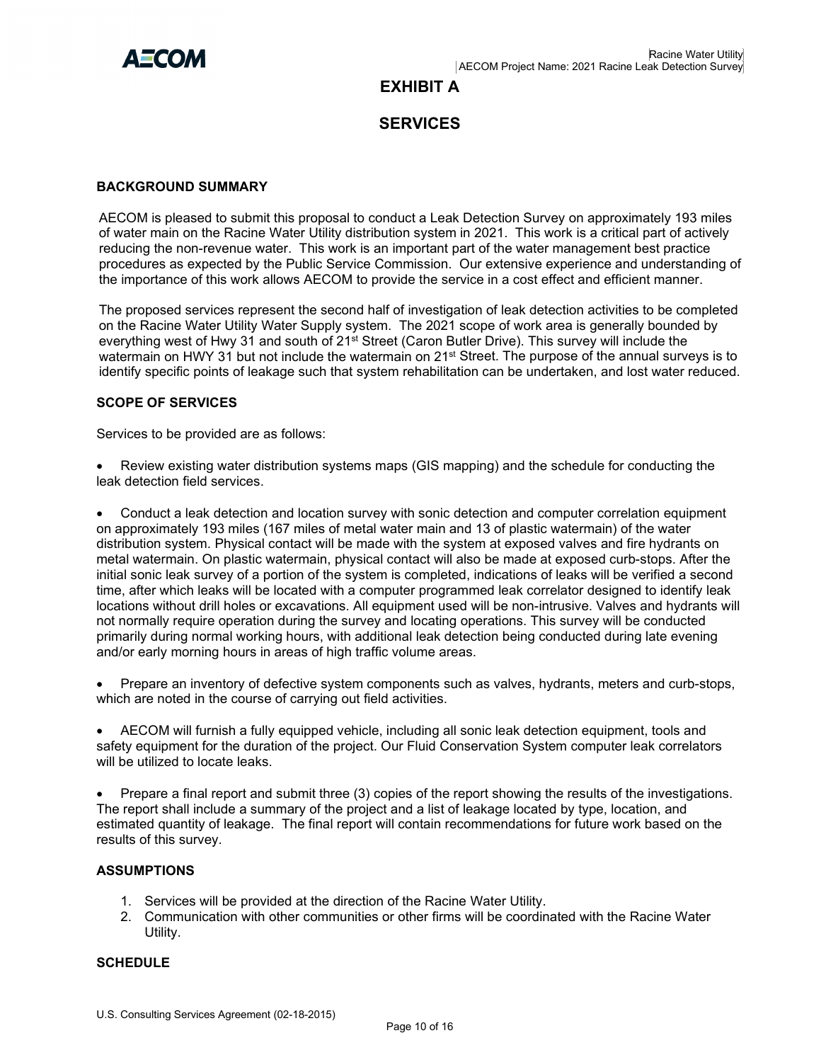# EXHIBIT A

# SERVICES

### BACKGROUND SUMMARY

AECOM is pleased to submit this proposal to conduct a Leak Detection Survey on approximately 193 miles of water main on the Racine Water Utility distribution system in 2021. This work is a critical part of actively reducing the non-revenue water. This work is an important part of the water management best practice procedures as expected by the Public Service Commission. Our extensive experience and understanding of the importance of this work allows AECOM to provide the service in a cost effect and efficient manner.

The proposed services represent the second half of investigation of leak detection activities to be completed on the Racine Water Utility Water Supply system. The 2021 scope of work area is generally bounded by everything west of Hwy 31 and south of 21st Street (Caron Butler Drive). This survey will include the watermain on HWY 31 but not include the watermain on 21st Street. The purpose of the annual surveys is to identify specific points of leakage such that system rehabilitation can be undertaken, and lost water reduced.

### SCOPE OF SERVICES

Services to be provided are as follows:

- Review existing water distribution systems maps (GIS mapping) and the schedule for conducting the leak detection field services.

- Conduct a leak detection and location survey with sonic detection and computer correlation equipment on approximately 193 miles (167 miles of metal water main and 13 of plastic watermain) of the water distribution system. Physical contact will be made with the system at exposed valves and fire hydrants on metal watermain. On plastic watermain, physical contact will also be made at exposed curb-stops. After the initial sonic leak survey of a portion of the system is completed, indications of leaks will be verified a second time, after which leaks will be located with a computer programmed leak correlator designed to identify leak locations without drill holes or excavations. All equipment used will be non-intrusive. Valves and hydrants will not normally require operation during the survey and locating operations. This survey will be conducted primarily during normal working hours, with additional leak detection being conducted during late evening and/or early morning hours in areas of high traffic volume areas.

- Prepare an inventory of defective system components such as valves, hydrants, meters and curb-stops, which are noted in the course of carrying out field activities.

- AECOM will furnish a fully equipped vehicle, including all sonic leak detection equipment, tools and safety equipment for the duration of the project. Our Fluid Conservation System computer leak correlators will be utilized to locate leaks.

- Prepare a final report and submit three (3) copies of the report showing the results of the investigations. The report shall include a summary of the project and a list of leakage located by type, location, and estimated quantity of leakage. The final report will contain recommendations for future work based on the results of this survey.

### ASSUMPTIONS

1. Services will be provided at the direction of the Racine Water Utility.
2. Communication with other communities or other firms will be coordinated with the Racine Water Utility.

### SCHEDULE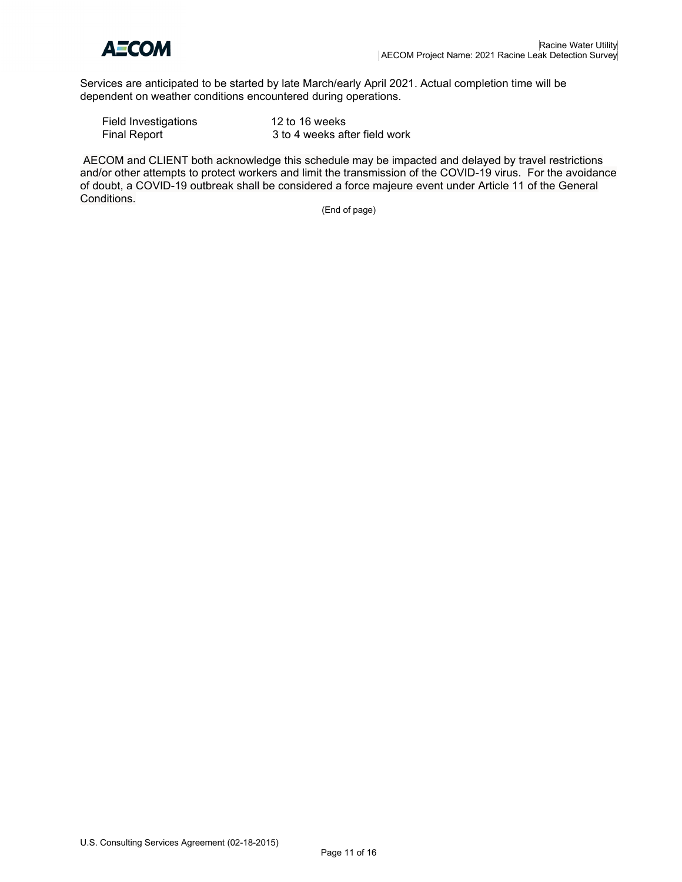Services are anticipated to be started by late March/early April 2021. Actual completion time will be dependent on weather conditions encountered during operations.

| | |
|---|---|
| Field Investigations | 12 to 16 weeks |
| Final Report | 3 to 4 weeks after field work |

AECOM and CLIENT both acknowledge this schedule may be impacted and delayed by travel restrictions and/or other attempts to protect workers and limit the transmission of the COVID-19 virus. For the avoidance of doubt, a COVID-19 outbreak shall be considered a force majeure event under Article 11 of the General Conditions.

(End of page)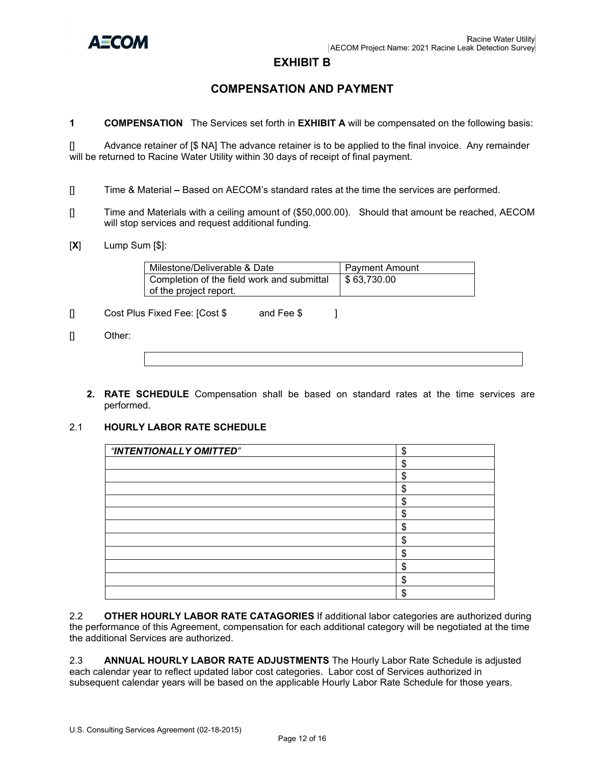# EXHIBIT B

## COMPENSATION AND PAYMENT

**1 COMPENSATION** The Services set forth in **EXHIBIT A** will be compensated on the following basis:

[] Advance retainer of [$ NA] The advance retainer is to be applied to the final invoice. Any remainder will be returned to Racine Water Utility within 30 days of receipt of final payment.

[] Time & Material **–** Based on AECOM's standard rates at the time the services are performed.

[] Time and Materials with a ceiling amount of ($50,000.00). Should that amount be reached, AECOM will stop services and request additional funding.

[**X**] Lump Sum [$]:

| Milestone/Deliverable & Date | Payment Amount |
|---|---|
| Completion of the field work and submittal of the project report. | $ 63,730.00 |

[] Cost Plus Fixed Fee: [Cost $ and Fee $ ]

[] Other:

| |
|---|
| |

**2. RATE SCHEDULE** Compensation shall be based on standard rates at the time services are performed.

2.1 **HOURLY LABOR RATE SCHEDULE**

| *"INTENTIONALLY OMITTED"* | $ |
|---|---|
| | $ |
| | $ |
| | $ |
| | $ |
| | $ |
| | $ |
| | $ |
| | $ |
| | $ |
| | $ |
| | $ |

2.2 **OTHER HOURLY LABOR RATE CATAGORIES** If additional labor categories are authorized during the performance of this Agreement, compensation for each additional category will be negotiated at the time the additional Services are authorized.

2.3 **ANNUAL HOURLY LABOR RATE ADJUSTMENTS** The Hourly Labor Rate Schedule is adjusted each calendar year to reflect updated labor cost categories. Labor cost of Services authorized in subsequent calendar years will be based on the applicable Hourly Labor Rate Schedule for those years.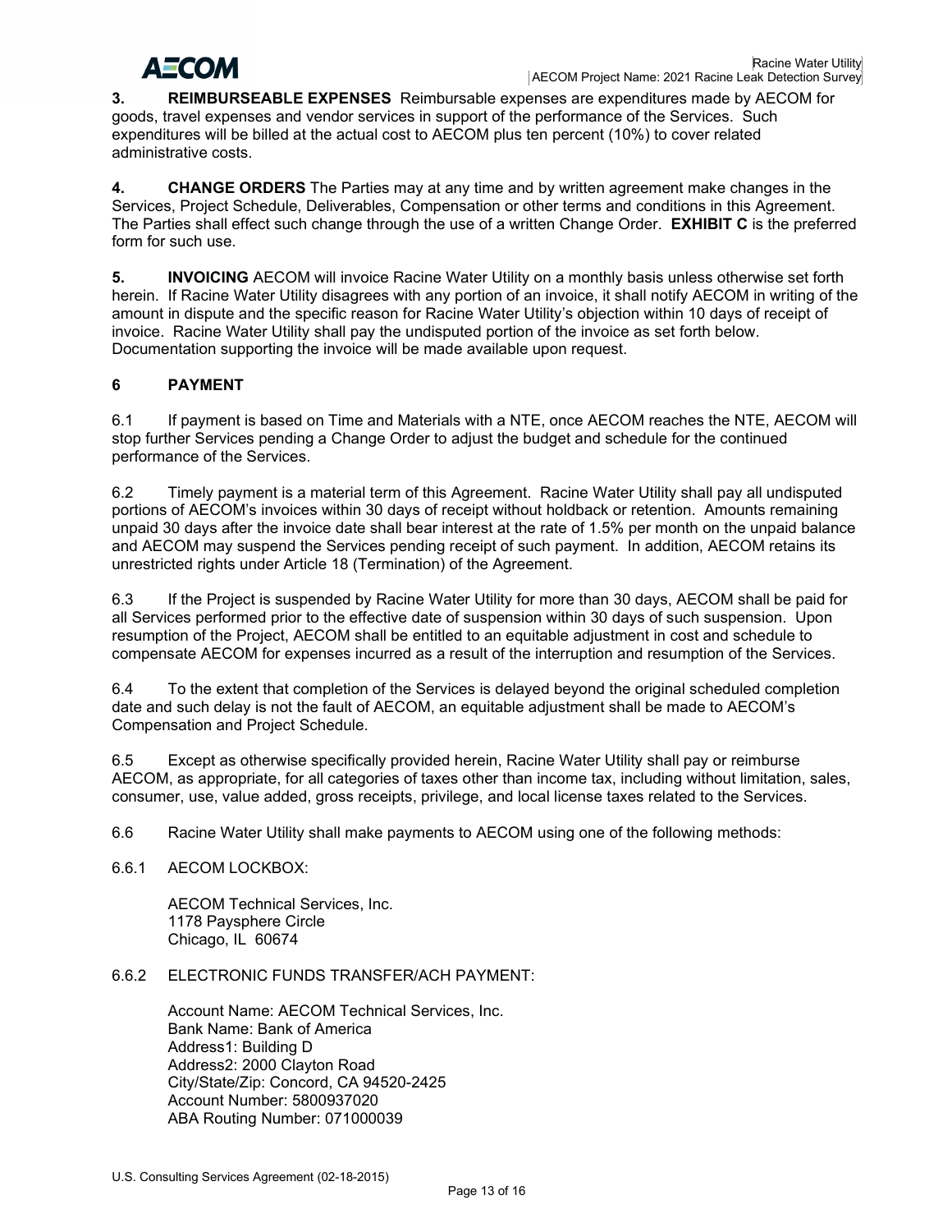**3. REIMBURSEABLE EXPENSES** Reimbursable expenses are expenditures made by AECOM for goods, travel expenses and vendor services in support of the performance of the Services. Such expenditures will be billed at the actual cost to AECOM plus ten percent (10%) to cover related administrative costs.

**4. CHANGE ORDERS** The Parties may at any time and by written agreement make changes in the Services, Project Schedule, Deliverables, Compensation or other terms and conditions in this Agreement. The Parties shall effect such change through the use of a written Change Order. **EXHIBIT C** is the preferred form for such use.

**5. INVOICING** AECOM will invoice Racine Water Utility on a monthly basis unless otherwise set forth herein. If Racine Water Utility disagrees with any portion of an invoice, it shall notify AECOM in writing of the amount in dispute and the specific reason for Racine Water Utility's objection within 10 days of receipt of invoice. Racine Water Utility shall pay the undisputed portion of the invoice as set forth below. Documentation supporting the invoice will be made available upon request.

**6 PAYMENT**

6.1 If payment is based on Time and Materials with a NTE, once AECOM reaches the NTE, AECOM will stop further Services pending a Change Order to adjust the budget and schedule for the continued performance of the Services.

6.2 Timely payment is a material term of this Agreement. Racine Water Utility shall pay all undisputed portions of AECOM's invoices within 30 days of receipt without holdback or retention. Amounts remaining unpaid 30 days after the invoice date shall bear interest at the rate of 1.5% per month on the unpaid balance and AECOM may suspend the Services pending receipt of such payment. In addition, AECOM retains its unrestricted rights under Article 18 (Termination) of the Agreement.

6.3 If the Project is suspended by Racine Water Utility for more than 30 days, AECOM shall be paid for all Services performed prior to the effective date of suspension within 30 days of such suspension. Upon resumption of the Project, AECOM shall be entitled to an equitable adjustment in cost and schedule to compensate AECOM for expenses incurred as a result of the interruption and resumption of the Services.

6.4 To the extent that completion of the Services is delayed beyond the original scheduled completion date and such delay is not the fault of AECOM, an equitable adjustment shall be made to AECOM's Compensation and Project Schedule.

6.5 Except as otherwise specifically provided herein, Racine Water Utility shall pay or reimburse AECOM, as appropriate, for all categories of taxes other than income tax, including without limitation, sales, consumer, use, value added, gross receipts, privilege, and local license taxes related to the Services.

6.6 Racine Water Utility shall make payments to AECOM using one of the following methods:

6.6.1 AECOM LOCKBOX:

AECOM Technical Services, Inc.
1178 Paysphere Circle
Chicago, IL 60674

6.6.2 ELECTRONIC FUNDS TRANSFER/ACH PAYMENT:

Account Name: AECOM Technical Services, Inc.
Bank Name: Bank of America
Address1: Building D
Address2: 2000 Clayton Road
City/State/Zip: Concord, CA 94520-2425
Account Number: 5800937020
ABA Routing Number: 071000039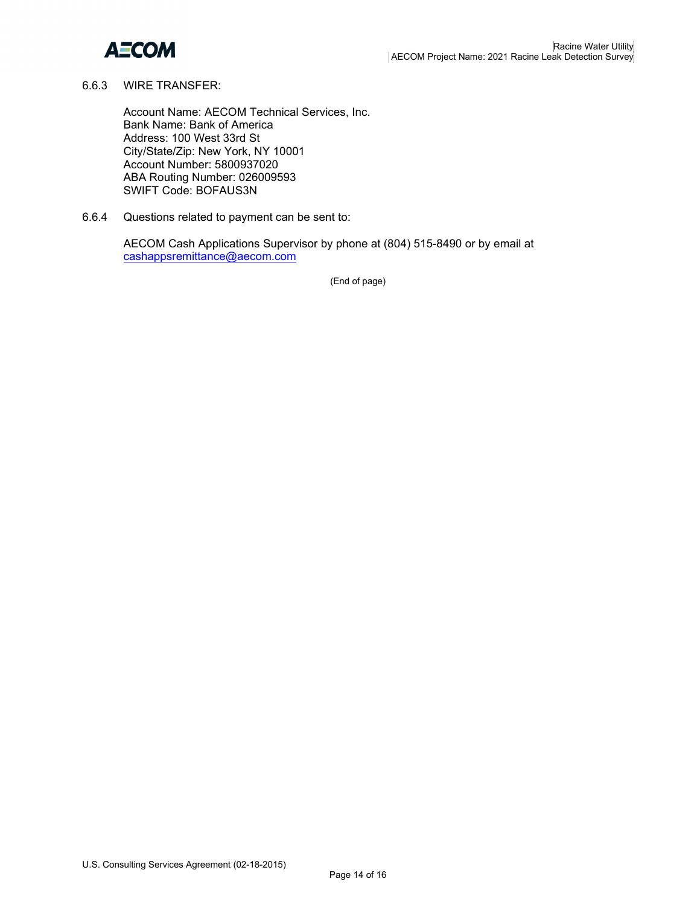6.6.3 WIRE TRANSFER:

Account Name: AECOM Technical Services, Inc.
Bank Name: Bank of America
Address: 100 West 33rd St
City/State/Zip: New York, NY 10001
Account Number: 5800937020
ABA Routing Number: 026009593
SWIFT Code: BOFAUS3N

6.6.4 Questions related to payment can be sent to:

AECOM Cash Applications Supervisor by phone at (804) 515-8490 or by email at cashappsremittance@aecom.com

(End of page)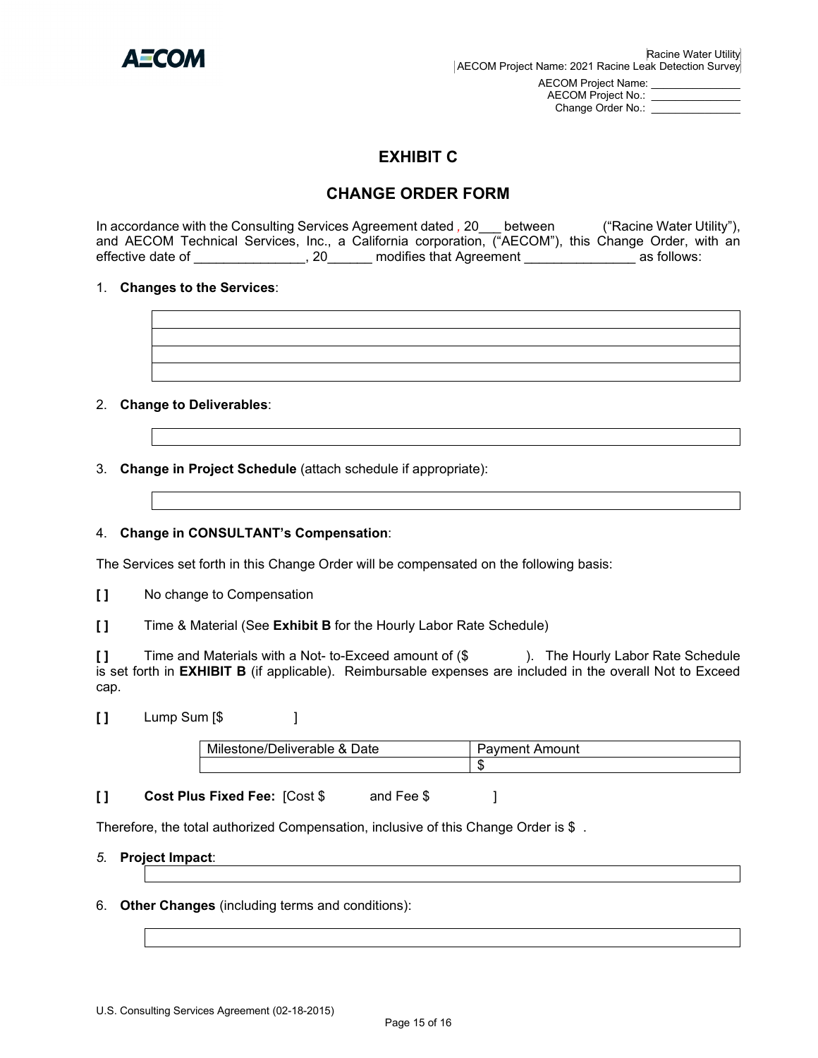Racine Water Utility
AECOM Project Name: 2021 Racine Leak Detection Survey

AECOM Project Name: _______________
AECOM Project No.: _______________
Change Order No.: _______________

# EXHIBIT C

## CHANGE ORDER FORM

In accordance with the Consulting Services Agreement dated , 20___ between ("Racine Water Utility"), and AECOM Technical Services, Inc., a California corporation, ("AECOM"), this Change Order, with an effective date of _______________, 20______ modifies that Agreement _______________ as follows:

1. **Changes to the Services**:

| |
|---|
| |
| |
| |
| |

2. **Change to Deliverables**:

| |
|---|
| |

3. **Change in Project Schedule** (attach schedule if appropriate):

| |
|---|
| |

4. **Change in CONSULTANT's Compensation**:

The Services set forth in this Change Order will be compensated on the following basis:

**[ ]** No change to Compensation

**[ ]** Time & Material (See **Exhibit B** for the Hourly Labor Rate Schedule)

**[ ]** Time and Materials with a Not- to-Exceed amount of ($ ). The Hourly Labor Rate Schedule is set forth in **EXHIBIT B** (if applicable). Reimbursable expenses are included in the overall Not to Exceed cap.

**[ ]** Lump Sum [$ ]

| Milestone/Deliverable & Date | Payment Amount |
|---|---|
| | $ |

**[ ]** **Cost Plus Fixed Fee:** [Cost $ and Fee $ ]

Therefore, the total authorized Compensation, inclusive of this Change Order is $ .

*5.* **Project Impact**:

| |
|---|
| |

6. **Other Changes** (including terms and conditions):

| |
|---|
| |

U.S. Consulting Services Agreement (02-18-2015)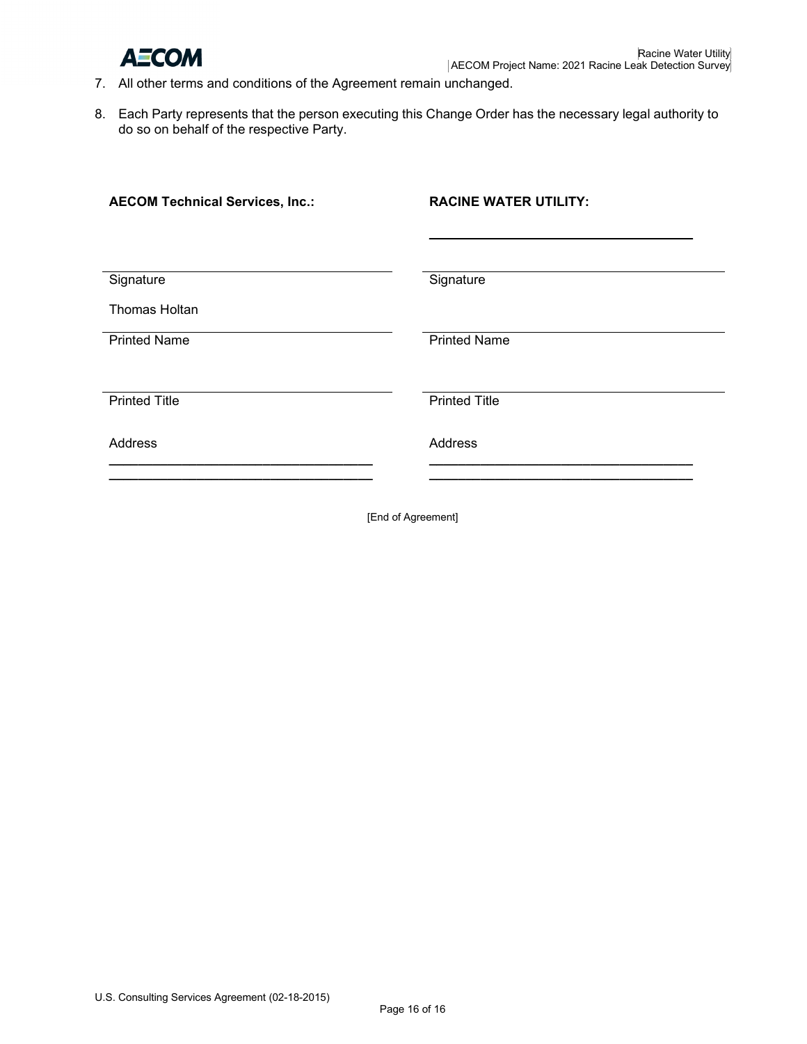7. All other terms and conditions of the Agreement remain unchanged.

8. Each Party represents that the person executing this Change Order has the necessary legal authority to do so on behalf of the respective Party.

| **AECOM Technical Services, Inc.:** | **RACINE WATER UTILITY:** |
|---|---|
| | ___________________________________ |
| Signature | Signature |
| Thomas Holtan | |
| Printed Name | Printed Name |
| Printed Title | Printed Title |
| Address | Address |
| ___________________________________ | ___________________________________ |
| ___________________________________ | ___________________________________ |

[End of Agreement]

U.S. Consulting Services Agreement (02-18-2015)